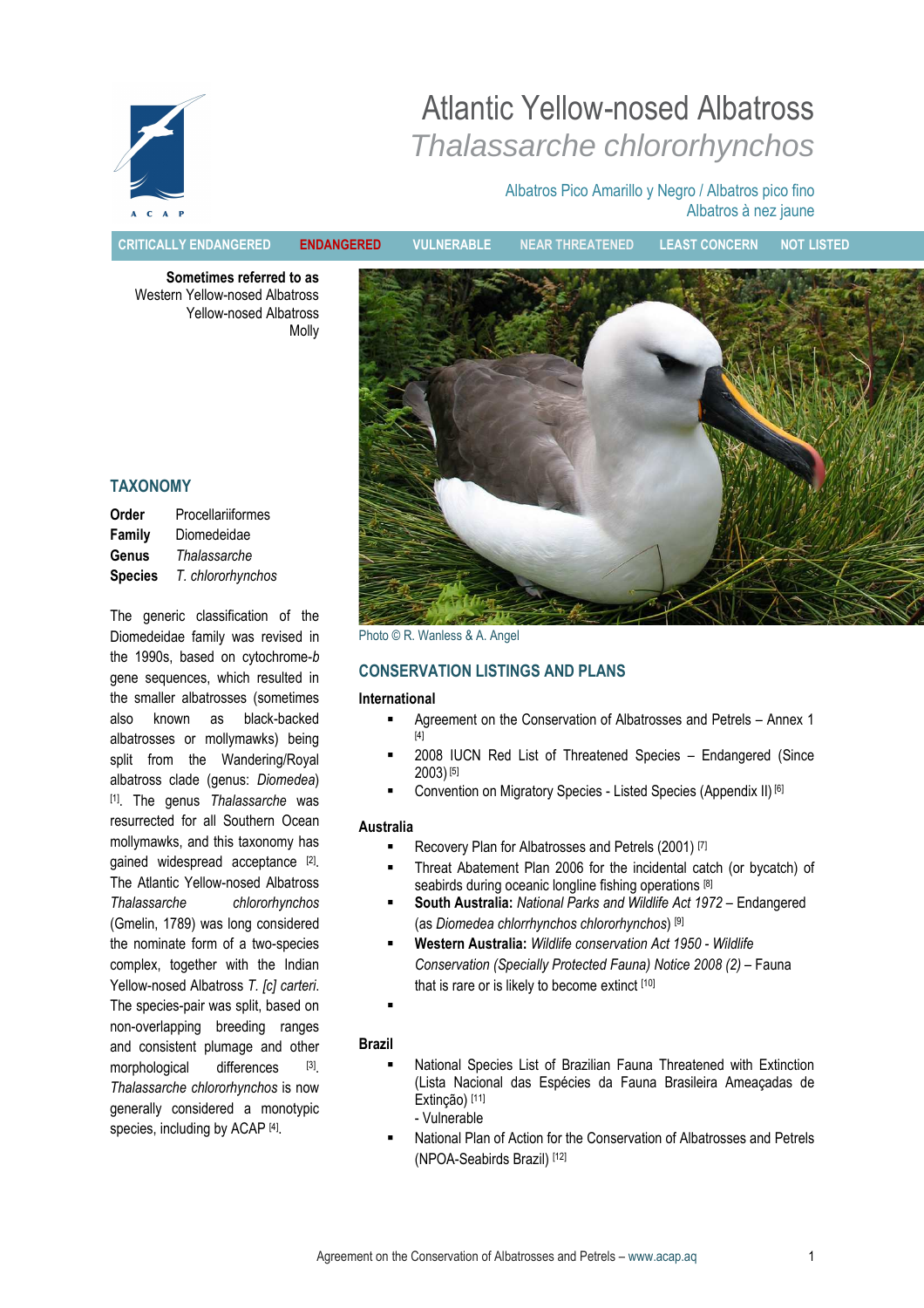# Atlantic Yellow-nosed Albatross

## *Thalassarche chlororhynchos*

Albatros Pico Amarillo y Negro / Albatros pico fino
Albatros à nez jaune

CRITICALLY ENDANGERED | **ENDANGERED** | VULNERABLE | NEAR THREATENED | LEAST CONCERN | NOT LISTED

**Sometimes referred to as**
Western Yellow-nosed Albatross
Yellow-nosed Albatross
Molly

Photo © R. Wanless & A. Angel

## TAXONOMY

**Order** Procellariiformes
**Family** Diomedeidae
**Genus** *Thalassarche*
**Species** *T. chlororhynchos*

The generic classification of the Diomedeidae family was revised in the 1990s, based on cytochrome-*b* gene sequences, which resulted in the smaller albatrosses (sometimes also known as black-backed albatrosses or mollymawks) being split from the Wandering/Royal albatross clade (genus: *Diomedea*) [1]. The genus *Thalassarche* was resurrected for all Southern Ocean mollymawks, and this taxonomy has gained widespread acceptance [2]. The Atlantic Yellow-nosed Albatross *Thalassarche chlororhynchos* (Gmelin, 1789) was long considered the nominate form of a two-species complex, together with the Indian Yellow-nosed Albatross *T. [c] carteri*. The species-pair was split, based on non-overlapping breeding ranges and consistent plumage and other morphological differences [3]. *Thalassarche chlororhynchos* is now generally considered a monotypic species, including by ACAP [4].

## CONSERVATION LISTINGS AND PLANS

**International**

- Agreement on the Conservation of Albatrosses and Petrels – Annex 1 [4]
- 2008 IUCN Red List of Threatened Species – Endangered (Since 2003) [5]
- Convention on Migratory Species - Listed Species (Appendix II) [6]

**Australia**

- Recovery Plan for Albatrosses and Petrels (2001) [7]
- Threat Abatement Plan 2006 for the incidental catch (or bycatch) of seabirds during oceanic longline fishing operations [8]
- **South Australia:** *National Parks and Wildlife Act 1972* – Endangered (as *Diomedea chlorrhynchos chlororhynchos*) [9]
- **Western Australia:** *Wildlife conservation Act 1950 - Wildlife Conservation (Specially Protected Fauna) Notice 2008 (2)* – Fauna that is rare or is likely to become extinct [10]
-

**Brazil**

- National Species List of Brazilian Fauna Threatened with Extinction (Lista Nacional das Espécies da Fauna Brasileira Ameaçadas de Extinção) [11]
  - Vulnerable
- National Plan of Action for the Conservation of Albatrosses and Petrels (NPOA-Seabirds Brazil) [12]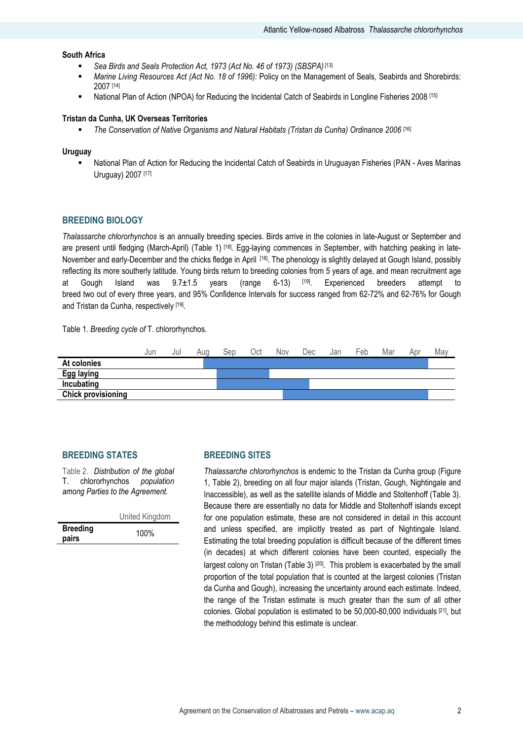### South Africa

- *Sea Birds and Seals Protection Act, 1973 (Act No. 46 of 1973) (SBSPA)* [13]
- *Marine Living Resources Act (Act No. 18 of 1996):* Policy on the Management of Seals, Seabirds and Shorebirds: 2007 [14]
- National Plan of Action (NPOA) for Reducing the Incidental Catch of Seabirds in Longline Fisheries 2008 [15]

### Tristan da Cunha, UK Overseas Territories

- *The Conservation of Native Organisms and Natural Habitats (Tristan da Cunha) Ordinance 2006* [16]

### Uruguay

- National Plan of Action for Reducing the Incidental Catch of Seabirds in Uruguayan Fisheries (PAN - Aves Marinas Uruguay) 2007 [17]

## BREEDING BIOLOGY

*Thalassarche chlororhynchos* is an annually breeding species. Birds arrive in the colonies in late-August or September and are present until fledging (March-April) (Table 1) [18]. Egg-laying commences in September, with hatching peaking in late-November and early-December and the chicks fledge in April [18]. The phenology is slightly delayed at Gough Island, possibly reflecting its more southerly latitude. Young birds return to breeding colonies from 5 years of age, and mean recruitment age at Gough Island was 9.7±1.5 years (range 6-13) [19]. Experienced breeders attempt to breed two out of every three years, and 95% Confidence Intervals for success ranged from 62-72% and 62-76% for Gough and Tristan da Cunha, respectively [19].

Table 1. *Breeding cycle of* T. chlororhynchos.

| | Jun | Jul | Aug | Sep | Oct | Nov | Dec | Jan | Feb | Mar | Apr | May |
|---|---|---|---|---|---|---|---|---|---|---|---|---|
| **At colonies** | | | X (from mid-month) | X | X | X | X | X | X | X | X | |
| **Egg laying** | | | | X | X | | | | | | | |
| **Incubating** | | | | X | X | X | X (to mid-month) | | | | | |
| **Chick provisioning** | | | | | | X (from mid-month) | X | X | X | X | X | |

## BREEDING STATES

Table 2. *Distribution of the global* T. chlororhynchos *population among Parties to the Agreement.*

| | United Kingdom |
|---|---|
| **Breeding pairs** | 100% |

## BREEDING SITES

*Thalassarche chlororhynchos* is endemic to the Tristan da Cunha group (Figure 1, Table 2), breeding on all four major islands (Tristan, Gough, Nightingale and Inaccessible), as well as the satellite islands of Middle and Stoltenhoff (Table 3). Because there are essentially no data for Middle and Stoltenhoff islands except for one population estimate, these are not considered in detail in this account and unless specified, are implicitly treated as part of Nightingale Island. Estimating the total breeding population is difficult because of the different times (in decades) at which different colonies have been counted, especially the largest colony on Tristan (Table 3) [20]. This problem is exacerbated by the small proportion of the total population that is counted at the largest colonies (Tristan da Cunha and Gough), increasing the uncertainty around each estimate. Indeed, the range of the Tristan estimate is much greater than the sum of all other colonies. Global population is estimated to be 50,000-80,000 individuals [21], but the methodology behind this estimate is unclear.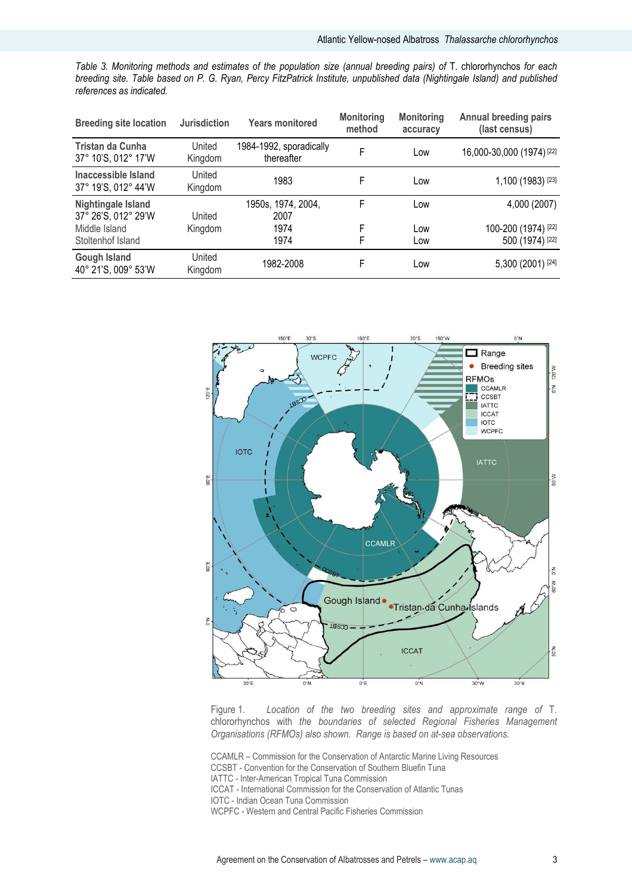*Table 3. Monitoring methods and estimates of the population size (annual breeding pairs) of* T. chlororhynchos *for each breeding site. Table based on P. G. Ryan, Percy FitzPatrick Institute, unpublished data (Nightingale Island) and published references as indicated.*

| Breeding site location | Jurisdiction | Years monitored | Monitoring method | Monitoring accuracy | Annual breeding pairs (last census) |
|---|---|---|---|---|---|
| **Tristan da Cunha** 37° 10'S, 012° 17'W | United Kingdom | 1984-1992, sporadically thereafter | F | Low | 16,000-30,000 (1974) [22] |
| **Inaccessible Island** 37° 19'S, 012° 44'W | United Kingdom | 1983 | F | Low | 1,100 (1983) [23] |
| **Nightingale Island** 37° 26'S, 012° 29'W | United Kingdom | 1950s, 1974, 2004, 2007 | F | Low | 4,000 (2007) |
| Middle Island | | 1974 | F | Low | 100-200 (1974) [22] |
| Stoltenhof Island | | 1974 | F | Low | 500 (1974) [22] |
| **Gough Island** 40° 21'S, 009° 53'W | United Kingdom | 1982-2008 | F | Low | 5,300 (2001) [24] |

Figure 1. *Location of the two breeding sites and approximate range of* T. chlororhynchos *with the boundaries of selected Regional Fisheries Management Organisations (RFMOs) also shown. Range is based on at-sea observations.*

CCAMLR – Commission for the Conservation of Antarctic Marine Living Resources
CCSBT - Convention for the Conservation of Southern Bluefin Tuna
IATTC - Inter-American Tropical Tuna Commission
ICCAT - International Commission for the Conservation of Atlantic Tunas
IOTC - Indian Ocean Tuna Commission
WCPFC - Western and Central Pacific Fisheries Commission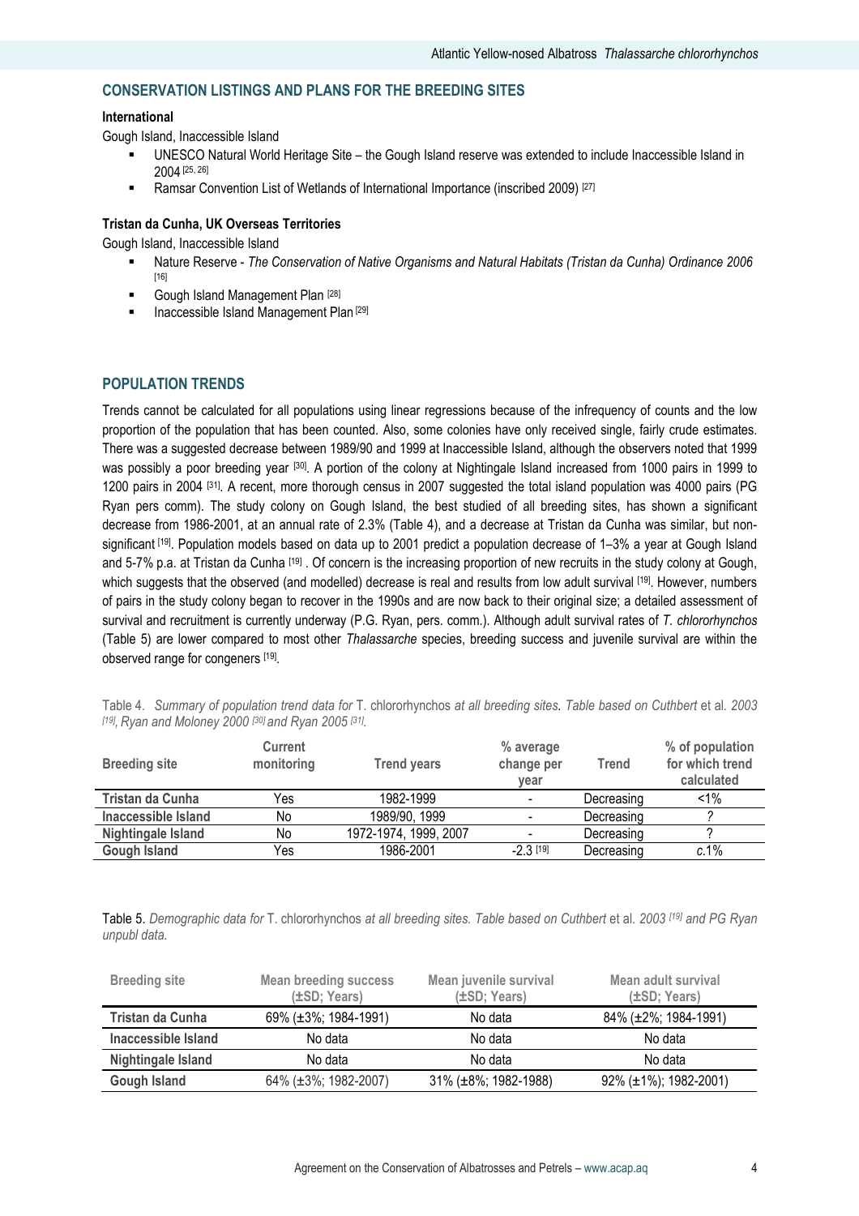## CONSERVATION LISTINGS AND PLANS FOR THE BREEDING SITES

**International**

Gough Island, Inaccessible Island

- UNESCO Natural World Heritage Site – the Gough Island reserve was extended to include Inaccessible Island in 2004 [25, 26]
- Ramsar Convention List of Wetlands of International Importance (inscribed 2009) [27]

**Tristan da Cunha, UK Overseas Territories**

Gough Island, Inaccessible Island

- Nature Reserve - *The Conservation of Native Organisms and Natural Habitats (Tristan da Cunha) Ordinance 2006* [16]
- Gough Island Management Plan [28]
- Inaccessible Island Management Plan [29]

## POPULATION TRENDS

Trends cannot be calculated for all populations using linear regressions because of the infrequency of counts and the low proportion of the population that has been counted. Also, some colonies have only received single, fairly crude estimates. There was a suggested decrease between 1989/90 and 1999 at Inaccessible Island, although the observers noted that 1999 was possibly a poor breeding year [30]. A portion of the colony at Nightingale Island increased from 1000 pairs in 1999 to 1200 pairs in 2004 [31]. A recent, more thorough census in 2007 suggested the total island population was 4000 pairs (PG Ryan pers comm). The study colony on Gough Island, the best studied of all breeding sites, has shown a significant decrease from 1986-2001, at an annual rate of 2.3% (Table 4), and a decrease at Tristan da Cunha was similar, but non-significant [19]. Population models based on data up to 2001 predict a population decrease of 1–3% a year at Gough Island and 5-7% p.a. at Tristan da Cunha [19] . Of concern is the increasing proportion of new recruits in the study colony at Gough, which suggests that the observed (and modelled) decrease is real and results from low adult survival [19]. However, numbers of pairs in the study colony began to recover in the 1990s and are now back to their original size; a detailed assessment of survival and recruitment is currently underway (P.G. Ryan, pers. comm.). Although adult survival rates of *T. chlororhynchos* (Table 5) are lower compared to most other *Thalassarche* species, breeding success and juvenile survival are within the observed range for congeners [19].

Table 4. *Summary of population trend data for* T. chlororhynchos *at all breeding sites. Table based on Cuthbert* et al. *2003 [19], Ryan and Moloney 2000 [30] and Ryan 2005 [31].*

| Breeding site | Current monitoring | Trend years | % average change per year | Trend | % of population for which trend calculated |
|---|---|---|---|---|---|
| **Tristan da Cunha** | Yes | 1982-1999 | - | Decreasing | <1% |
| **Inaccessible Island** | No | 1989/90, 1999 | - | Decreasing | ? |
| **Nightingale Island** | No | 1972-1974, 1999, 2007 | - | Decreasing | ? |
| **Gough Island** | Yes | 1986-2001 | -2.3 [19] | Decreasing | *c.*1% |

Table 5. *Demographic data for* T. chlororhynchos *at all breeding sites. Table based on Cuthbert* et al. *2003 [19] and PG Ryan unpubl data.*

| Breeding site | Mean breeding success (±SD; Years) | Mean juvenile survival (±SD; Years) | Mean adult survival (±SD; Years) |
|---|---|---|---|
| **Tristan da Cunha** | 69% (±3%; 1984-1991) | No data | 84% (±2%; 1984-1991) |
| **Inaccessible Island** | No data | No data | No data |
| **Nightingale Island** | No data | No data | No data |
| **Gough Island** | 64% (±3%; 1982-2007) | 31% (±8%; 1982-1988) | 92% (±1%); 1982-2001) |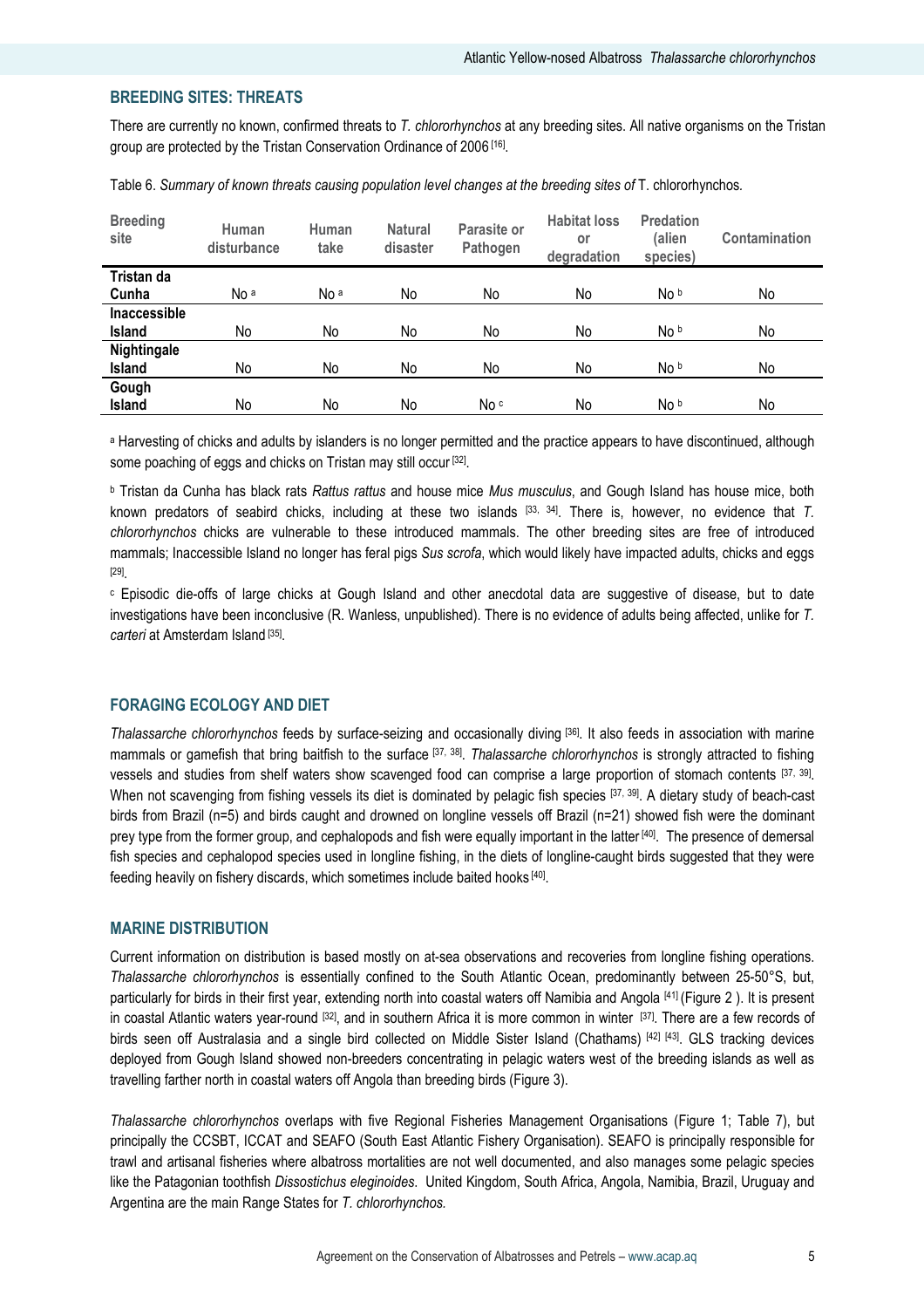## BREEDING SITES: THREATS

There are currently no known, confirmed threats to *T. chlororhynchos* at any breeding sites. All native organisms on the Tristan group are protected by the Tristan Conservation Ordinance of 2006 [16].

Table 6. *Summary of known threats causing population level changes at the breeding sites of* T. chlororhynchos*.*

| Breeding site | Human disturbance | Human take | Natural disaster | Parasite or Pathogen | Habitat loss or degradation | Predation (alien species) | Contamination |
|---|---|---|---|---|---|---|---|
| **Tristan da Cunha** | No [a] | No [a] | No | No | No | No [b] | No |
| **Inaccessible Island** | No | No | No | No | No | No [b] | No |
| **Nightingale Island** | No | No | No | No | No | No [b] | No |
| **Gough Island** | No | No | No | No [c] | No | No [b] | No |

[a] Harvesting of chicks and adults by islanders is no longer permitted and the practice appears to have discontinued, although some poaching of eggs and chicks on Tristan may still occur [32].

[b] Tristan da Cunha has black rats *Rattus rattus* and house mice *Mus musculus*, and Gough Island has house mice, both known predators of seabird chicks, including at these two islands [33, 34]. There is, however, no evidence that *T. chlororhynchos* chicks are vulnerable to these introduced mammals. The other breeding sites are free of introduced mammals; Inaccessible Island no longer has feral pigs *Sus scrofa*, which would likely have impacted adults, chicks and eggs [29].

[c] Episodic die-offs of large chicks at Gough Island and other anecdotal data are suggestive of disease, but to date investigations have been inconclusive (R. Wanless, unpublished). There is no evidence of adults being affected, unlike for *T. carteri* at Amsterdam Island [35].

## FORAGING ECOLOGY AND DIET

*Thalassarche chlororhynchos* feeds by surface-seizing and occasionally diving [36]. It also feeds in association with marine mammals or gamefish that bring baitfish to the surface [37, 38]. *Thalassarche chlororhynchos* is strongly attracted to fishing vessels and studies from shelf waters show scavenged food can comprise a large proportion of stomach contents [37, 39]. When not scavenging from fishing vessels its diet is dominated by pelagic fish species [37, 39]. A dietary study of beach-cast birds from Brazil (n=5) and birds caught and drowned on longline vessels off Brazil (n=21) showed fish were the dominant prey type from the former group, and cephalopods and fish were equally important in the latter [40]. The presence of demersal fish species and cephalopod species used in longline fishing, in the diets of longline-caught birds suggested that they were feeding heavily on fishery discards, which sometimes include baited hooks [40].

## MARINE DISTRIBUTION

Current information on distribution is based mostly on at-sea observations and recoveries from longline fishing operations. *Thalassarche chlororhynchos* is essentially confined to the South Atlantic Ocean, predominantly between 25-50°S, but, particularly for birds in their first year, extending north into coastal waters off Namibia and Angola [41] (Figure 2 ). It is present in coastal Atlantic waters year-round [32], and in southern Africa it is more common in winter [37]. There are a few records of birds seen off Australasia and a single bird collected on Middle Sister Island (Chathams) [42] [43]. GLS tracking devices deployed from Gough Island showed non-breeders concentrating in pelagic waters west of the breeding islands as well as travelling farther north in coastal waters off Angola than breeding birds (Figure 3).

*Thalassarche chlororhynchos* overlaps with five Regional Fisheries Management Organisations (Figure 1; Table 7), but principally the CCSBT, ICCAT and SEAFO (South East Atlantic Fishery Organisation). SEAFO is principally responsible for trawl and artisanal fisheries where albatross mortalities are not well documented, and also manages some pelagic species like the Patagonian toothfish *Dissostichus eleginoides*. United Kingdom, South Africa, Angola, Namibia, Brazil, Uruguay and Argentina are the main Range States for *T. chlorhynchos.*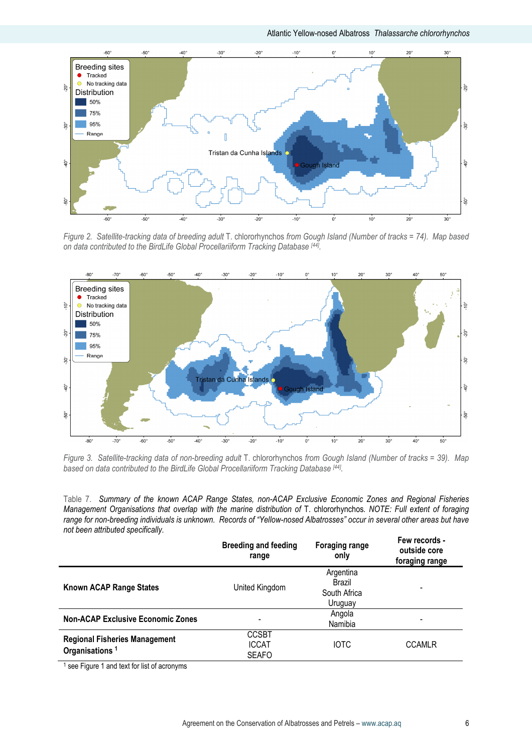*Figure 2. Satellite-tracking data of breeding adult* T. chlororhynchos *from Gough Island (Number of tracks = 74). Map based on data contributed to the BirdLife Global Procellariiform Tracking Database* [44].

*Figure 3. Satellite-tracking data of non-breeding adult* T. chlororhynchos *from Gough Island (Number of tracks = 39). Map based on data contributed to the BirdLife Global Procellariiform Tracking Database* [44].

Table 7. *Summary of the known ACAP Range States, non-ACAP Exclusive Economic Zones and Regional Fisheries Management Organisations that overlap with the marine distribution of* T. chlororhynchos. *NOTE: Full extent of foraging range for non-breeding individuals is unknown. Records of "Yellow-nosed Albatrosses" occur in several other areas but have not been attributed specifically.*

| | **Breeding and feeding range** | **Foraging range only** | **Few records - outside core foraging range** |
|---|---|---|---|
| **Known ACAP Range States** | United Kingdom | Argentina<br>Brazil<br>South Africa<br>Uruguay | - |
| **Non-ACAP Exclusive Economic Zones** | - | Angola<br>Namibia | - |
| **Regional Fisheries Management Organisations** [1] | CCSBT<br>ICCAT<br>SEAFO | IOTC | CCAMLR |

[1] see Figure 1 and text for list of acronyms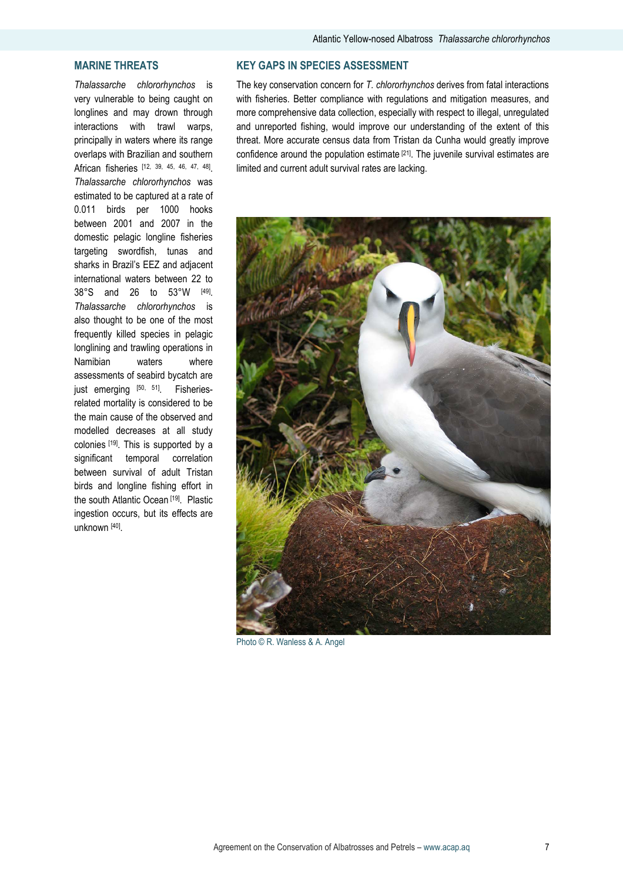## MARINE THREATS

*Thalassarche chlororhynchos* is very vulnerable to being caught on longlines and may drown through interactions with trawl warps, principally in waters where its range overlaps with Brazilian and southern African fisheries [12, 39, 45, 46, 47, 48]. *Thalassarche chlororhynchos* was estimated to be captured at a rate of 0.011 birds per 1000 hooks between 2001 and 2007 in the domestic pelagic longline fisheries targeting swordfish, tunas and sharks in Brazil's EEZ and adjacent international waters between 22 to 38°S and 26 to 53°W [49]. *Thalassarche chlororhynchos* is also thought to be one of the most frequently killed species in pelagic longlining and trawling operations in Namibian waters where assessments of seabird bycatch are just emerging [50, 51]. Fisheries-related mortality is considered to be the main cause of the observed and modelled decreases at all study colonies [19]. This is supported by a significant temporal correlation between survival of adult Tristan birds and longline fishing effort in the south Atlantic Ocean [19]. Plastic ingestion occurs, but its effects are unknown [40].

## KEY GAPS IN SPECIES ASSESSMENT

The key conservation concern for *T. chlororhynchos* derives from fatal interactions with fisheries. Better compliance with regulations and mitigation measures, and more comprehensive data collection, especially with respect to illegal, unregulated and unreported fishing, would improve our understanding of the extent of this threat. More accurate census data from Tristan da Cunha would greatly improve confidence around the population estimate [21]. The juvenile survival estimates are limited and current adult survival rates are lacking.

Photo © R. Wanless & A. Angel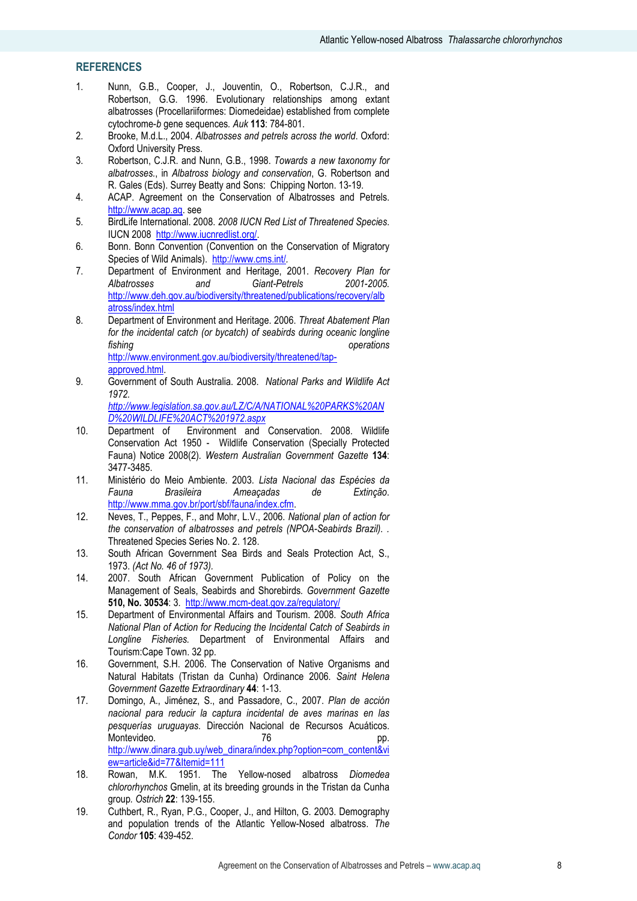## REFERENCES

1. Nunn, G.B., Cooper, J., Jouventin, O., Robertson, C.J.R., and Robertson, G.G. 1996. Evolutionary relationships among extant albatrosses (Procellariiformes: Diomedeidae) established from complete cytochrome-*b* gene sequences. *Auk* **113**: 784-801.
2. Brooke, M.d.L., 2004. *Albatrosses and petrels across the world*. Oxford: Oxford University Press.
3. Robertson, C.J.R. and Nunn, G.B., 1998. *Towards a new taxonomy for albatrosses.*, in *Albatross biology and conservation*, G. Robertson and R. Gales (Eds). Surrey Beatty and Sons: Chipping Norton. 13-19.
4. ACAP. Agreement on the Conservation of Albatrosses and Petrels. http://www.acap.aq. see
5. BirdLife International. 2008. *2008 IUCN Red List of Threatened Species*. IUCN 2008 http://www.iucnredlist.org/.
6. Bonn. Bonn Convention (Convention on the Conservation of Migratory Species of Wild Animals). http://www.cms.int/.
7. Department of Environment and Heritage, 2001. *Recovery Plan for Albatrosses and Giant-Petrels 2001-2005.* http://www.deh.gov.au/biodiversity/threatened/publications/recovery/albatross/index.html
8. Department of Environment and Heritage. 2006. *Threat Abatement Plan for the incidental catch (or bycatch) of seabirds during oceanic longline fishing operations* http://www.environment.gov.au/biodiversity/threatened/tap-approved.html.
9. Government of South Australia. 2008. *National Parks and Wildlife Act 1972.* *http://www.legislation.sa.gov.au/LZ/C/A/NATIONAL%20PARKS%20AND%20WILDLIFE%20ACT%201972.aspx*
10. Department of Environment and Conservation. 2008. Wildlife Conservation Act 1950 - Wildlife Conservation (Specially Protected Fauna) Notice 2008(2). *Western Australian Government Gazette* **134**: 3477-3485.
11. Ministério do Meio Ambiente. 2003. *Lista Nacional das Espécies da Fauna Brasileira Ameaçadas de Extinção.* http://www.mma.gov.br/port/sbf/fauna/index.cfm.
12. Neves, T., Peppes, F., and Mohr, L.V., 2006. *National plan of action for the conservation of albatrosses and petrels (NPOA-Seabirds Brazil).* . Threatened Species Series No. 2. 128.
13. South African Government Sea Birds and Seals Protection Act, S., 1973. *(Act No. 46 of 1973).*
14. 2007. South African Government Publication of Policy on the Management of Seals, Seabirds and Shorebirds. *Government Gazette* **510, No. 30534**: 3. http://www.mcm-deat.gov.za/regulatory/
15. Department of Environmental Affairs and Tourism. 2008. *South Africa National Plan of Action for Reducing the Incidental Catch of Seabirds in Longline Fisheries.* Department of Environmental Affairs and Tourism:Cape Town. 32 pp.
16. Government, S.H. 2006. The Conservation of Native Organisms and Natural Habitats (Tristan da Cunha) Ordinance 2006. *Saint Helena Government Gazette Extraordinary* **44**: 1-13.
17. Domingo, A., Jiménez, S., and Passadore, C., 2007. *Plan de acción nacional para reducir la captura incidental de aves marinas en las pesquerías uruguayas.* Dirección Nacional de Recursos Acuáticos. Montevideo. 76 pp. http://www.dinara.gub.uy/web_dinara/index.php?option=com_content&view=article&id=77&Itemid=111
18. Rowan, M.K. 1951. The Yellow-nosed albatross *Diomedea chlororhynchos* Gmelin, at its breeding grounds in the Tristan da Cunha group. *Ostrich* **22**: 139-155.
19. Cuthbert, R., Ryan, P.G., Cooper, J., and Hilton, G. 2003. Demography and population trends of the Atlantic Yellow-Nosed albatross. *The Condor* **105**: 439-452.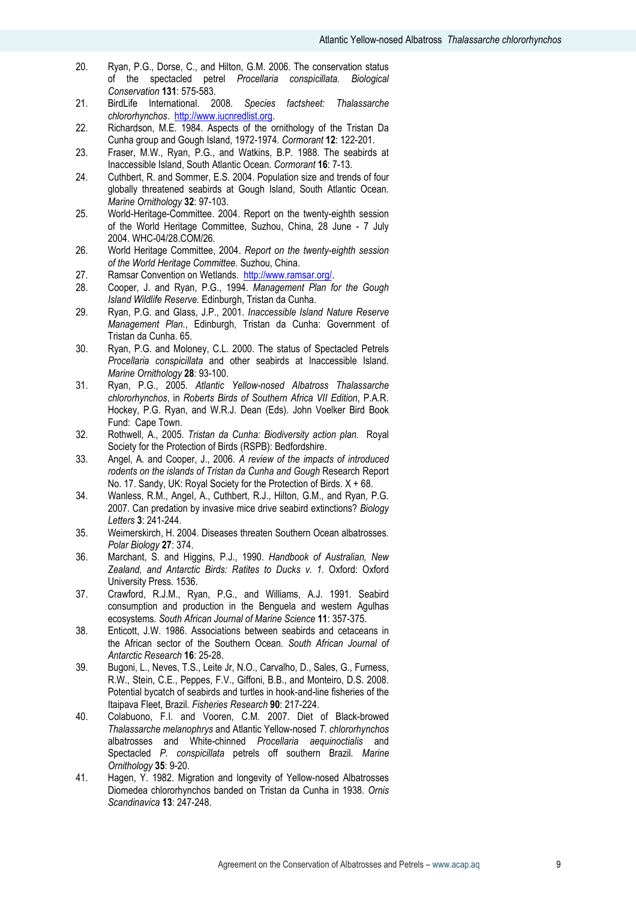20. Ryan, P.G., Dorse, C., and Hilton, G.M. 2006. The conservation status of the spectacled petrel *Procellaria conspicillata. Biological Conservation* **131**: 575-583.
21. BirdLife International. 2008. *Species factsheet: Thalassarche chlororhynchos*. http://www.iucnredlist.org.
22. Richardson, M.E. 1984. Aspects of the ornithology of the Tristan Da Cunha group and Gough Island, 1972-1974. *Cormorant* **12**: 122-201.
23. Fraser, M.W., Ryan, P.G., and Watkins, B.P. 1988. The seabirds at Inaccessible Island, South Atlantic Ocean. *Cormorant* **16**: 7-13.
24. Cuthbert, R. and Sommer, E.S. 2004. Population size and trends of four globally threatened seabirds at Gough Island, South Atlantic Ocean. *Marine Ornithology* **32**: 97-103.
25. World-Heritage-Committee. 2004. Report on the twenty-eighth session of the World Heritage Committee, Suzhou, China, 28 June - 7 July 2004. WHC-04/28.COM/26.
26. World Heritage Committee, 2004. *Report on the twenty-eighth session of the World Heritage Committee.* Suzhou, China.
27. Ramsar Convention on Wetlands. http://www.ramsar.org/.
28. Cooper, J. and Ryan, P.G., 1994. *Management Plan for the Gough Island Wildlife Reserve.* Edinburgh, Tristan da Cunha.
29. Ryan, P.G. and Glass, J.P., 2001. *Inaccessible Island Nature Reserve Management Plan.*, Edinburgh, Tristan da Cunha: Government of Tristan da Cunha. 65.
30. Ryan, P.G. and Moloney, C.L. 2000. The status of Spectacled Petrels *Procellaria conspicillata* and other seabirds at Inaccessible Island. *Marine Ornithology* **28**: 93-100.
31. Ryan, P.G., 2005. *Atlantic Yellow-nosed Albatross Thalassarche chlororhynchos*, in *Roberts Birds of Southern Africa VII Edition*, P.A.R. Hockey, P.G. Ryan, and W.R.J. Dean (Eds). John Voelker Bird Book Fund: Cape Town.
32. Rothwell, A., 2005. *Tristan da Cunha: Biodiversity action plan.* Royal Society for the Protection of Birds (RSPB): Bedfordshire.
33. Angel, A. and Cooper, J., 2006. *A review of the impacts of introduced rodents on the islands of Tristan da Cunha and Gough* Research Report No. 17. Sandy, UK: Royal Society for the Protection of Birds. X + 68.
34. Wanless, R.M., Angel, A., Cuthbert, R.J., Hilton, G.M., and Ryan, P.G. 2007. Can predation by invasive mice drive seabird extinctions? *Biology Letters* **3**: 241-244.
35. Weimerskirch, H. 2004. Diseases threaten Southern Ocean albatrosses. *Polar Biology* **27**: 374.
36. Marchant, S. and Higgins, P.J., 1990. *Handbook of Australian, New Zealand, and Antarctic Birds: Ratites to Ducks v. 1*. Oxford: Oxford University Press. 1536.
37. Crawford, R.J.M., Ryan, P.G., and Williams, A.J. 1991. Seabird consumption and production in the Benguela and western Agulhas ecosystems. *South African Journal of Marine Science* **11**: 357-375.
38. Enticott, J.W. 1986. Associations between seabirds and cetaceans in the African sector of the Southern Ocean. *South African Journal of Antarctic Research* **16**: 25-28.
39. Bugoni, L., Neves, T.S., Leite Jr, N.O., Carvalho, D., Sales, G., Furness, R.W., Stein, C.E., Peppes, F.V., Giffoni, B.B., and Monteiro, D.S. 2008. Potential bycatch of seabirds and turtles in hook-and-line fisheries of the Itaipava Fleet, Brazil. *Fisheries Research* **90**: 217-224.
40. Colabuono, F.I. and Vooren, C.M. 2007. Diet of Black-browed *Thalassarche melanophrys* and Atlantic Yellow-nosed *T. chlororhynchos* albatrosses and White-chinned *Procellaria aequinoctialis* and Spectacled *P. conspicillata* petrels off southern Brazil. *Marine Ornithology* **35**: 9-20.
41. Hagen, Y. 1982. Migration and longevity of Yellow-nosed Albatrosses Diomedea chlororhynchos banded on Tristan da Cunha in 1938. *Ornis Scandinavica* **13**: 247-248.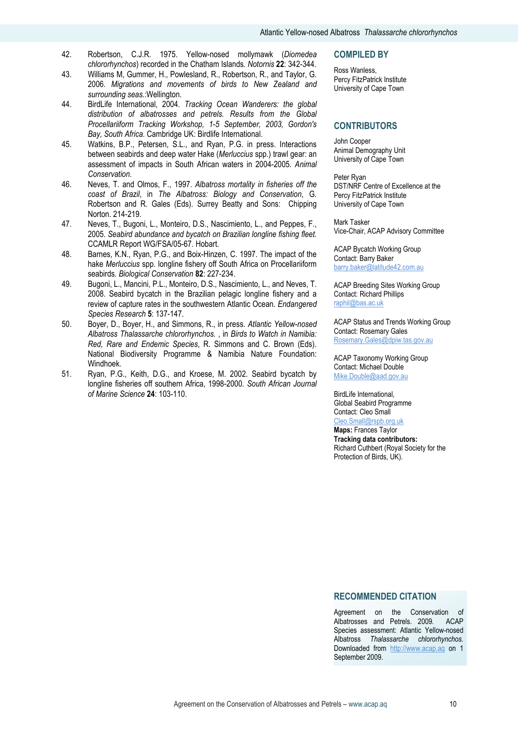42. Robertson, C.J.R. 1975. Yellow-nosed mollymawk (*Diomedea chlororhynchos*) recorded in the Chatham Islands. *Notornis* **22**: 342-344.
43. Williams M, Gummer, H., Powlesland, R., Robertson, R., and Taylor, G. 2006. *Migrations and movements of birds to New Zealand and surrounding seas.*:Wellington.
44. BirdLife International, 2004. *Tracking Ocean Wanderers: the global distribution of albatrosses and petrels. Results from the Global Procellariiform Tracking Workshop, 1-5 September, 2003, Gordon's Bay, South Africa.* Cambridge UK: Birdlife International.
45. Watkins, B.P., Petersen, S.L., and Ryan, P.G. in press. Interactions between seabirds and deep water Hake (*Merluccius* spp.) trawl gear: an assessment of impacts in South African waters in 2004-2005. *Animal Conservation*.
46. Neves, T. and Olmos, F., 1997. *Albatross mortality in fisheries off the coast of Brazil*, in *The Albatross: Biology and Conservation*, G. Robertson and R. Gales (Eds). Surrey Beatty and Sons: Chipping Norton. 214-219.
47. Neves, T., Bugoni, L., Monteiro, D.S., Nascimiento, L., and Peppes, F., 2005. *Seabird abundance and bycatch on Brazilian longline fishing fleet.* CCAMLR Report WG/FSA/05-67. Hobart.
48. Barnes, K.N., Ryan, P.G., and Boix-Hinzen, C. 1997. The impact of the hake *Merluccius* spp. longline fishery off South Africa on Procellariiform seabirds. *Biological Conservation* **82**: 227-234.
49. Bugoni, L., Mancini, P.L., Monteiro, D.S., Nascimiento, L., and Neves, T. 2008. Seabird bycatch in the Brazilian pelagic longline fishery and a review of capture rates in the southwestern Atlantic Ocean. *Endangered Species Research* **5**: 137-147.
50. Boyer, D., Boyer, H., and Simmons, R., in press. *Atlantic Yellow-nosed Albatross Thalassarche chlororhynchos.* , in *Birds to Watch in Namibia: Red, Rare and Endemic Species*, R. Simmons and C. Brown (Eds). National Biodiversity Programme & Namibia Nature Foundation: Windhoek.
51. Ryan, P.G., Keith, D.G., and Kroese, M. 2002. Seabird bycatch by longline fisheries off southern Africa, 1998-2000. *South African Journal of Marine Science* **24**: 103-110.

## COMPILED BY

Ross Wanless,
Percy FitzPatrick Institute
University of Cape Town

## CONTRIBUTORS

John Cooper
Animal Demography Unit
University of Cape Town

Peter Ryan
DST/NRF Centre of Excellence at the Percy FitzPatrick Institute
University of Cape Town

Mark Tasker
Vice-Chair, ACAP Advisory Committee

ACAP Bycatch Working Group
Contact: Barry Baker
barry.baker@latitude42.com.au

ACAP Breeding Sites Working Group
Contact: Richard Phillips
raphil@bas.ac.uk

ACAP Status and Trends Working Group
Contact: Rosemary Gales
Rosemary.Gales@dpiw.tas.gov.au

ACAP Taxonomy Working Group
Contact: Michael Double
Mike.Double@aad.gov.au

BirdLife International,
Global Seabird Programme
Contact: Cleo Small
Cleo.Small@rspb.org.uk
**Maps:** Frances Taylor
**Tracking data contributors:**
Richard Cuthbert (Royal Society for the Protection of Birds, UK).

## RECOMMENDED CITATION

Agreement on the Conservation of Albatrosses and Petrels. 2009. ACAP Species assessment: Atlantic Yellow-nosed Albatross *Thalassarche chlororhynchos.* Downloaded from http://www.acap.aq on 1 September 2009.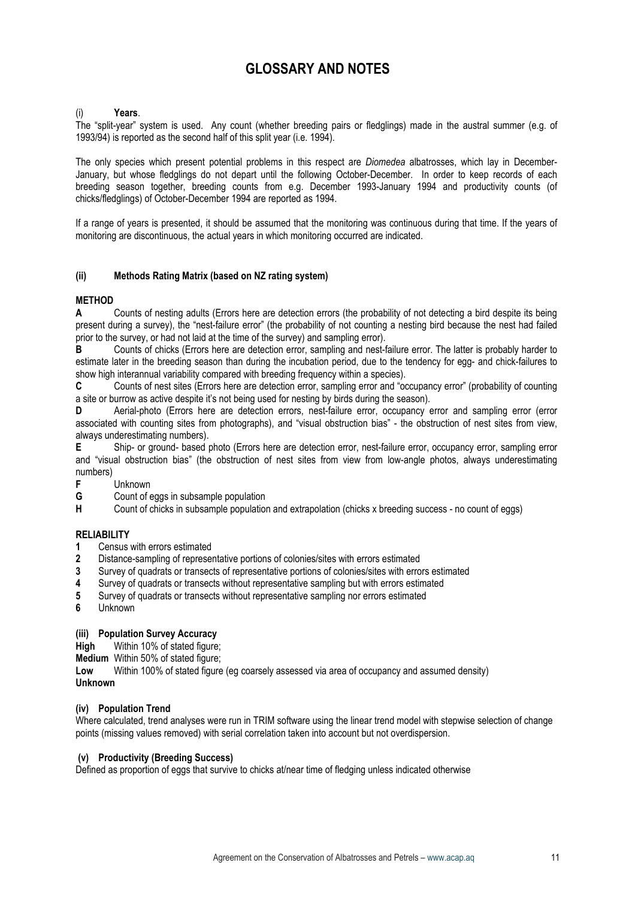# GLOSSARY AND NOTES

(i) **Years**.

The "split-year" system is used. Any count (whether breeding pairs or fledglings) made in the austral summer (e.g. of 1993/94) is reported as the second half of this split year (i.e. 1994).

The only species which present potential problems in this respect are *Diomedea* albatrosses, which lay in December-January, but whose fledglings do not depart until the following October-December. In order to keep records of each breeding season together, breeding counts from e.g. December 1993-January 1994 and productivity counts (of chicks/fledglings) of October-December 1994 are reported as 1994.

If a range of years is presented, it should be assumed that the monitoring was continuous during that time. If the years of monitoring are discontinuous, the actual years in which monitoring occurred are indicated.

### (ii) Methods Rating Matrix (based on NZ rating system)

**METHOD**

**A** Counts of nesting adults (Errors here are detection errors (the probability of not detecting a bird despite its being present during a survey), the "nest-failure error" (the probability of not counting a nesting bird because the nest had failed prior to the survey, or had not laid at the time of the survey) and sampling error).

**B** Counts of chicks (Errors here are detection error, sampling and nest-failure error. The latter is probably harder to estimate later in the breeding season than during the incubation period, due to the tendency for egg- and chick-failures to show high interannual variability compared with breeding frequency within a species).

**C** Counts of nest sites (Errors here are detection error, sampling error and "occupancy error" (probability of counting a site or burrow as active despite it's not being used for nesting by birds during the season).

**D** Aerial-photo (Errors here are detection errors, nest-failure error, occupancy error and sampling error (error associated with counting sites from photographs), and "visual obstruction bias" - the obstruction of nest sites from view, always underestimating numbers).

**E** Ship- or ground- based photo (Errors here are detection error, nest-failure error, occupancy error, sampling error and "visual obstruction bias" (the obstruction of nest sites from view from low-angle photos, always underestimating numbers)

**F** Unknown

**G** Count of eggs in subsample population

**H** Count of chicks in subsample population and extrapolation (chicks x breeding success - no count of eggs)

**RELIABILITY**

**1** Census with errors estimated

**2** Distance-sampling of representative portions of colonies/sites with errors estimated

**3** Survey of quadrats or transects of representative portions of colonies/sites with errors estimated

**4** Survey of quadrats or transects without representative sampling but with errors estimated

**5** Survey of quadrats or transects without representative sampling nor errors estimated

**6** Unknown

### (iii) Population Survey Accuracy

**High** Within 10% of stated figure;

**Medium** Within 50% of stated figure;

**Low** Within 100% of stated figure (eg coarsely assessed via area of occupancy and assumed density)

**Unknown**

### (iv) Population Trend

Where calculated, trend analyses were run in TRIM software using the linear trend model with stepwise selection of change points (missing values removed) with serial correlation taken into account but not overdispersion.

### (v) Productivity (Breeding Success)

Defined as proportion of eggs that survive to chicks at/near time of fledging unless indicated otherwise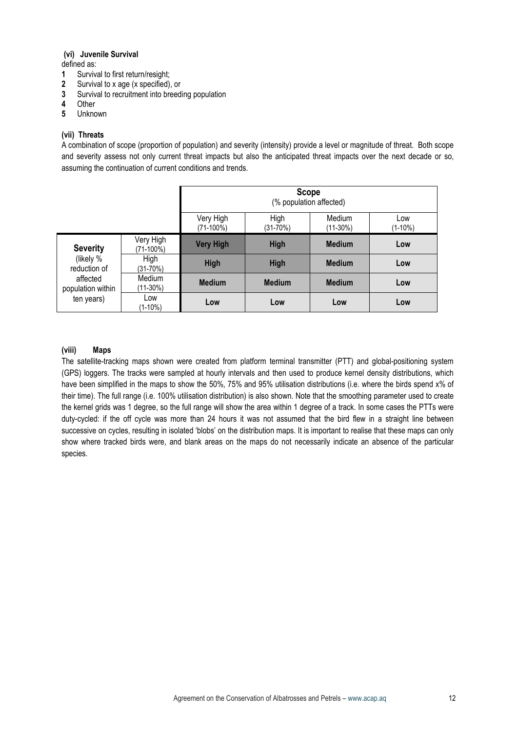**(vi) Juvenile Survival**

defined as:

1. Survival to first return/resight;
2. Survival to x age (x specified), or
3. Survival to recruitment into breeding population
4. Other
5. Unknown

**(vii) Threats**

A combination of scope (proportion of population) and severity (intensity) provide a level or magnitude of threat. Both scope and severity assess not only current threat impacts but also the anticipated threat impacts over the next decade or so, assuming the continuation of current conditions and trends.

| | | Scope (% population affected) | | | |
|---|---|---|---|---|---|
| | | Very High (71-100%) | High (31-70%) | Medium (11-30%) | Low (1-10%) |
| **Severity** (likely % reduction of affected population within ten years) | Very High (71-100%) | **Very High** | **High** | **Medium** | **Low** |
| | High (31-70%) | **High** | **High** | **Medium** | **Low** |
| | Medium (11-30%) | **Medium** | **Medium** | **Medium** | **Low** |
| | Low (1-10%) | **Low** | **Low** | **Low** | **Low** |

**(viii) Maps**

The satellite-tracking maps shown were created from platform terminal transmitter (PTT) and global-positioning system (GPS) loggers. The tracks were sampled at hourly intervals and then used to produce kernel density distributions, which have been simplified in the maps to show the 50%, 75% and 95% utilisation distributions (i.e. where the birds spend x% of their time). The full range (i.e. 100% utilisation distribution) is also shown. Note that the smoothing parameter used to create the kernel grids was 1 degree, so the full range will show the area within 1 degree of a track. In some cases the PTTs were duty-cycled: if the off cycle was more than 24 hours it was not assumed that the bird flew in a straight line between successive on cycles, resulting in isolated 'blobs' on the distribution maps. It is important to realise that these maps can only show where tracked birds were, and blank areas on the maps do not necessarily indicate an absence of the particular species.